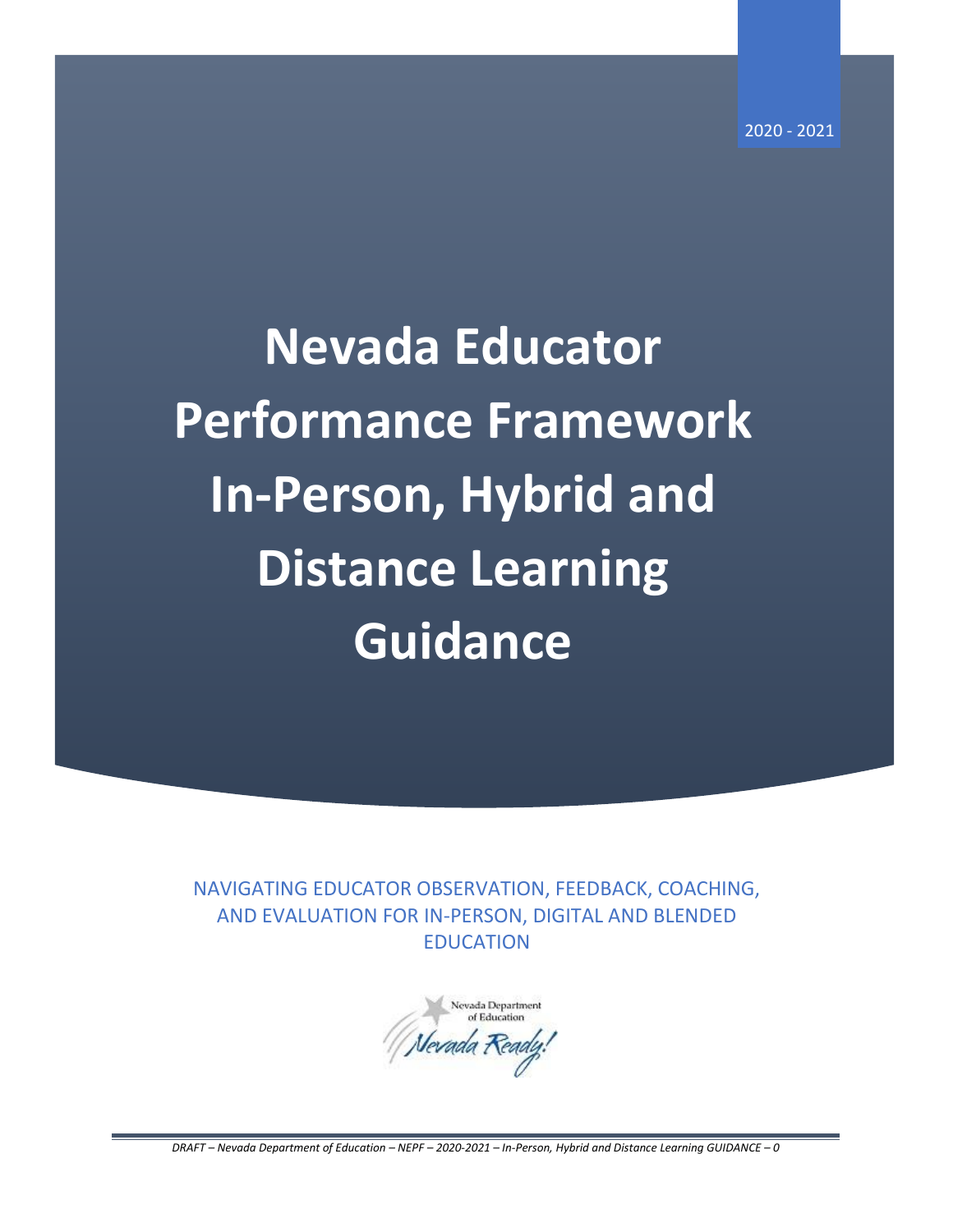2020 - 2021

# Nevada Educator Performance Framework In-Person, Hybrid and Distance Learning Guidance

NAVIGATING EDUCATOR OBSERVATION, FEEDBACK, COACHING, AND EVALUATION FOR IN-PERSON, DIGITAL AND BLENDED EDUCATION

Nevada Department of Education

Nevada Ready!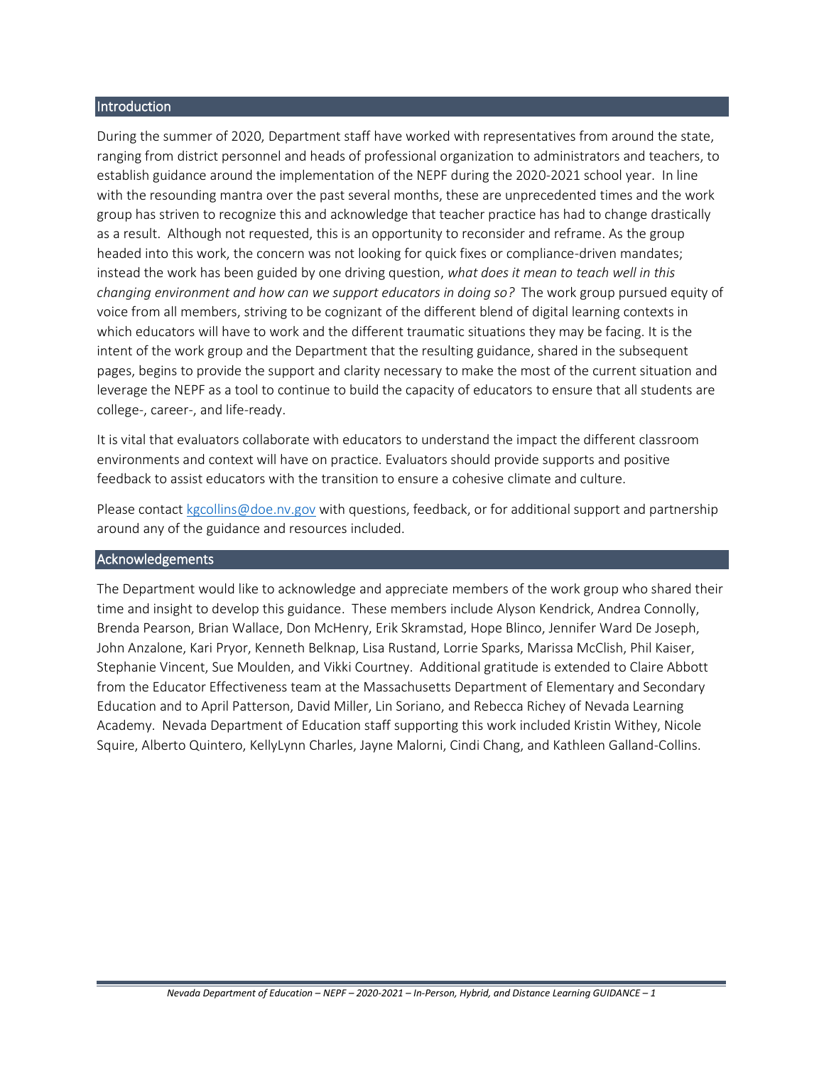## Introduction

During the summer of 2020, Department staff have worked with representatives from around the state, ranging from district personnel and heads of professional organization to administrators and teachers, to establish guidance around the implementation of the NEPF during the 2020-2021 school year. In line with the resounding mantra over the past several months, these are unprecedented times and the work group has striven to recognize this and acknowledge that teacher practice has had to change drastically as a result. Although not requested, this is an opportunity to reconsider and reframe. As the group headed into this work, the concern was not looking for quick fixes or compliance-driven mandates; instead the work has been guided by one driving question, *what does it mean to teach well in this changing environment and how can we support educators in doing so?* The work group pursued equity of voice from all members, striving to be cognizant of the different blend of digital learning contexts in which educators will have to work and the different traumatic situations they may be facing. It is the intent of the work group and the Department that the resulting guidance, shared in the subsequent pages, begins to provide the support and clarity necessary to make the most of the current situation and leverage the NEPF as a tool to continue to build the capacity of educators to ensure that all students are college-, career-, and life-ready.

It is vital that evaluators collaborate with educators to understand the impact the different classroom environments and context will have on practice. Evaluators should provide supports and positive feedback to assist educators with the transition to ensure a cohesive climate and culture.

Please contact [kgcollins@doe.nv.gov](mailto:kgcollins@doe.nv.gov) with questions, feedback, or for additional support and partnership around any of the guidance and resources included.

## Acknowledgements

The Department would like to acknowledge and appreciate members of the work group who shared their time and insight to develop this guidance. These members include Alyson Kendrick, Andrea Connolly, Brenda Pearson, Brian Wallace, Don McHenry, Erik Skramstad, Hope Blinco, Jennifer Ward De Joseph, John Anzalone, Kari Pryor, Kenneth Belknap, Lisa Rustand, Lorrie Sparks, Marissa McClish, Phil Kaiser, Stephanie Vincent, Sue Moulden, and Vikki Courtney. Additional gratitude is extended to Claire Abbott from the Educator Effectiveness team at the Massachusetts Department of Elementary and Secondary Education and to April Patterson, David Miller, Lin Soriano, and Rebecca Richey of Nevada Learning Academy. Nevada Department of Education staff supporting this work included Kristin Withey, Nicole Squire, Alberto Quintero, KellyLynn Charles, Jayne Malorni, Cindi Chang, and Kathleen Galland-Collins.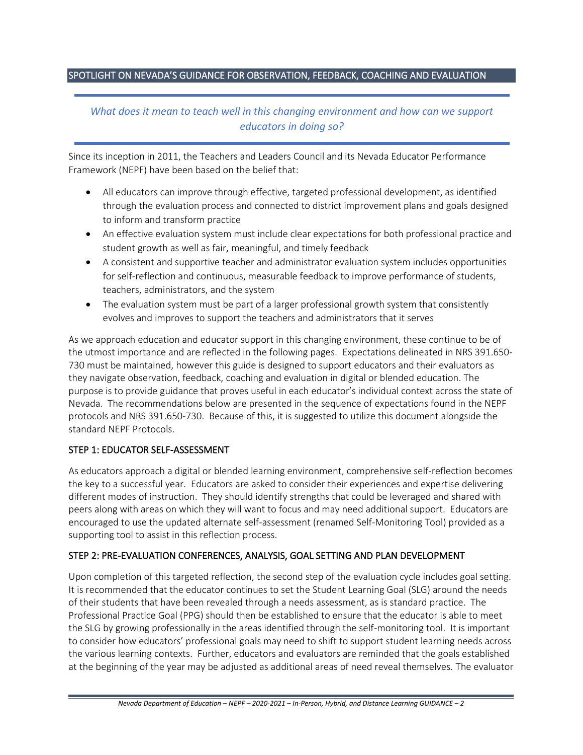## SPOTLIGHT ON NEVADA'S GUIDANCE FOR OBSERVATION, FEEDBACK, COACHING AND EVALUATION

*What does it mean to teach well in this changing environment and how can we support educators in doing so?*

Since its inception in 2011, the Teachers and Leaders Council and its Nevada Educator Performance Framework (NEPF) have been based on the belief that:

- All educators can improve through effective, targeted professional development, as identified through the evaluation process and connected to district improvement plans and goals designed to inform and transform practice
- An effective evaluation system must include clear expectations for both professional practice and student growth as well as fair, meaningful, and timely feedback
- A consistent and supportive teacher and administrator evaluation system includes opportunities for self-reflection and continuous, measurable feedback to improve performance of students, teachers, administrators, and the system
- The evaluation system must be part of a larger professional growth system that consistently evolves and improves to support the teachers and administrators that it serves

As we approach education and educator support in this changing environment, these continue to be of the utmost importance and are reflected in the following pages. Expectations delineated in NRS 391.650-730 must be maintained, however this guide is designed to support educators and their evaluators as they navigate observation, feedback, coaching and evaluation in digital or blended education. The purpose is to provide guidance that proves useful in each educator's individual context across the state of Nevada. The recommendations below are presented in the sequence of expectations found in the NEPF protocols and NRS 391.650-730. Because of this, it is suggested to utilize this document alongside the standard NEPF Protocols.

### STEP 1: EDUCATOR SELF-ASSESSMENT

As educators approach a digital or blended learning environment, comprehensive self-reflection becomes the key to a successful year. Educators are asked to consider their experiences and expertise delivering different modes of instruction. They should identify strengths that could be leveraged and shared with peers along with areas on which they will want to focus and may need additional support. Educators are encouraged to use the updated alternate self-assessment (renamed Self-Monitoring Tool) provided as a supporting tool to assist in this reflection process.

### STEP 2: PRE-EVALUATION CONFERENCES, ANALYSIS, GOAL SETTING AND PLAN DEVELOPMENT

Upon completion of this targeted reflection, the second step of the evaluation cycle includes goal setting. It is recommended that the educator continues to set the Student Learning Goal (SLG) around the needs of their students that have been revealed through a needs assessment, as is standard practice. The Professional Practice Goal (PPG) should then be established to ensure that the educator is able to meet the SLG by growing professionally in the areas identified through the self-monitoring tool. It is important to consider how educators' professional goals may need to shift to support student learning needs across the various learning contexts. Further, educators and evaluators are reminded that the goals established at the beginning of the year may be adjusted as additional areas of need reveal themselves. The evaluator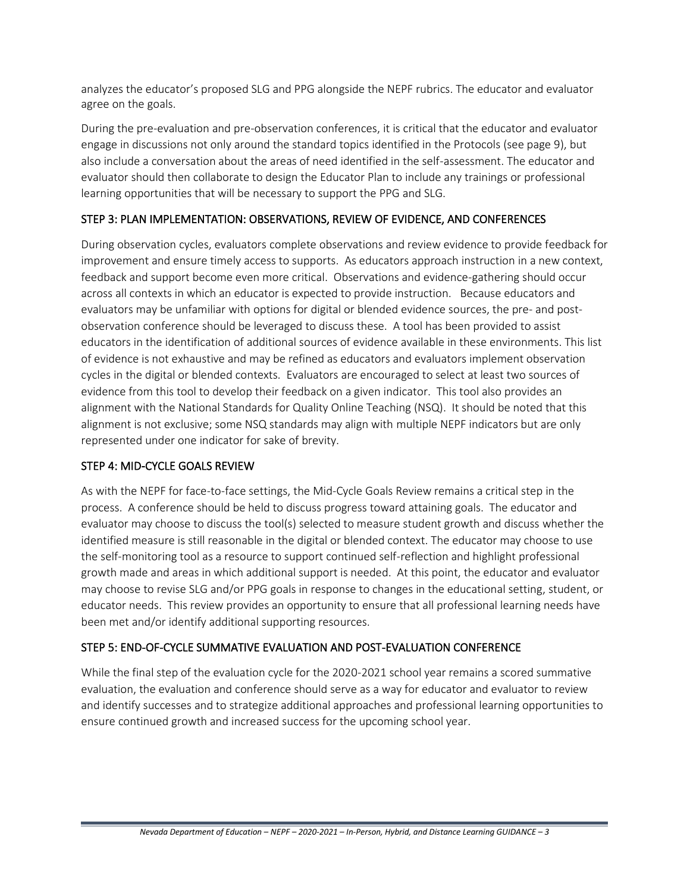analyzes the educator's proposed SLG and PPG alongside the NEPF rubrics. The educator and evaluator agree on the goals.

During the pre-evaluation and pre-observation conferences, it is critical that the educator and evaluator engage in discussions not only around the standard topics identified in the Protocols (see page 9), but also include a conversation about the areas of need identified in the self-assessment. The educator and evaluator should then collaborate to design the Educator Plan to include any trainings or professional learning opportunities that will be necessary to support the PPG and SLG.

## STEP 3: PLAN IMPLEMENTATION: OBSERVATIONS, REVIEW OF EVIDENCE, AND CONFERENCES

During observation cycles, evaluators complete observations and review evidence to provide feedback for improvement and ensure timely access to supports. As educators approach instruction in a new context, feedback and support become even more critical. Observations and evidence-gathering should occur across all contexts in which an educator is expected to provide instruction. Because educators and evaluators may be unfamiliar with options for digital or blended evidence sources, the pre- and post-observation conference should be leveraged to discuss these. A tool has been provided to assist educators in the identification of additional sources of evidence available in these environments. This list of evidence is not exhaustive and may be refined as educators and evaluators implement observation cycles in the digital or blended contexts. Evaluators are encouraged to select at least two sources of evidence from this tool to develop their feedback on a given indicator. This tool also provides an alignment with the National Standards for Quality Online Teaching (NSQ). It should be noted that this alignment is not exclusive; some NSQ standards may align with multiple NEPF indicators but are only represented under one indicator for sake of brevity.

## STEP 4: MID-CYCLE GOALS REVIEW

As with the NEPF for face-to-face settings, the Mid-Cycle Goals Review remains a critical step in the process. A conference should be held to discuss progress toward attaining goals. The educator and evaluator may choose to discuss the tool(s) selected to measure student growth and discuss whether the identified measure is still reasonable in the digital or blended context. The educator may choose to use the self-monitoring tool as a resource to support continued self-reflection and highlight professional growth made and areas in which additional support is needed. At this point, the educator and evaluator may choose to revise SLG and/or PPG goals in response to changes in the educational setting, student, or educator needs. This review provides an opportunity to ensure that all professional learning needs have been met and/or identify additional supporting resources.

## STEP 5: END-OF-CYCLE SUMMATIVE EVALUATION AND POST-EVALUATION CONFERENCE

While the final step of the evaluation cycle for the 2020-2021 school year remains a scored summative evaluation, the evaluation and conference should serve as a way for educator and evaluator to review and identify successes and to strategize additional approaches and professional learning opportunities to ensure continued growth and increased success for the upcoming school year.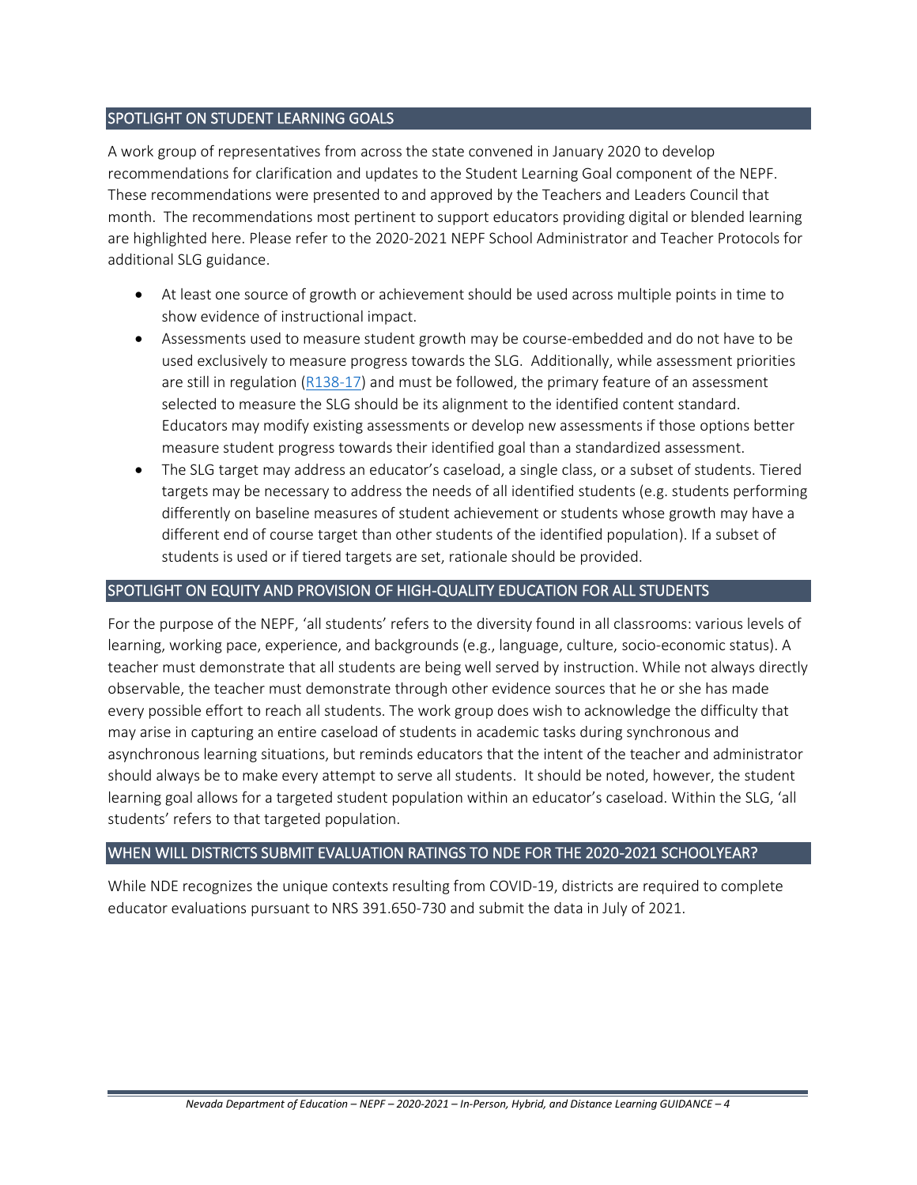## SPOTLIGHT ON STUDENT LEARNING GOALS

A work group of representatives from across the state convened in January 2020 to develop recommendations for clarification and updates to the Student Learning Goal component of the NEPF. These recommendations were presented to and approved by the Teachers and Leaders Council that month. The recommendations most pertinent to support educators providing digital or blended learning are highlighted here. Please refer to the 2020-2021 NEPF School Administrator and Teacher Protocols for additional SLG guidance.

- At least one source of growth or achievement should be used across multiple points in time to show evidence of instructional impact.
- Assessments used to measure student growth may be course-embedded and do not have to be used exclusively to measure progress towards the SLG. Additionally, while assessment priorities are still in regulation (R138-17) and must be followed, the primary feature of an assessment selected to measure the SLG should be its alignment to the identified content standard. Educators may modify existing assessments or develop new assessments if those options better measure student progress towards their identified goal than a standardized assessment.
- The SLG target may address an educator's caseload, a single class, or a subset of students. Tiered targets may be necessary to address the needs of all identified students (e.g. students performing differently on baseline measures of student achievement or students whose growth may have a different end of course target than other students of the identified population). If a subset of students is used or if tiered targets are set, rationale should be provided.

## SPOTLIGHT ON EQUITY AND PROVISION OF HIGH-QUALITY EDUCATION FOR ALL STUDENTS

For the purpose of the NEPF, 'all students' refers to the diversity found in all classrooms: various levels of learning, working pace, experience, and backgrounds (e.g., language, culture, socio-economic status). A teacher must demonstrate that all students are being well served by instruction. While not always directly observable, the teacher must demonstrate through other evidence sources that he or she has made every possible effort to reach all students. The work group does wish to acknowledge the difficulty that may arise in capturing an entire caseload of students in academic tasks during synchronous and asynchronous learning situations, but reminds educators that the intent of the teacher and administrator should always be to make every attempt to serve all students. It should be noted, however, the student learning goal allows for a targeted student population within an educator's caseload. Within the SLG, 'all students' refers to that targeted population.

## WHEN WILL DISTRICTS SUBMIT EVALUATION RATINGS TO NDE FOR THE 2020-2021 SCHOOLYEAR?

While NDE recognizes the unique contexts resulting from COVID-19, districts are required to complete educator evaluations pursuant to NRS 391.650-730 and submit the data in July of 2021.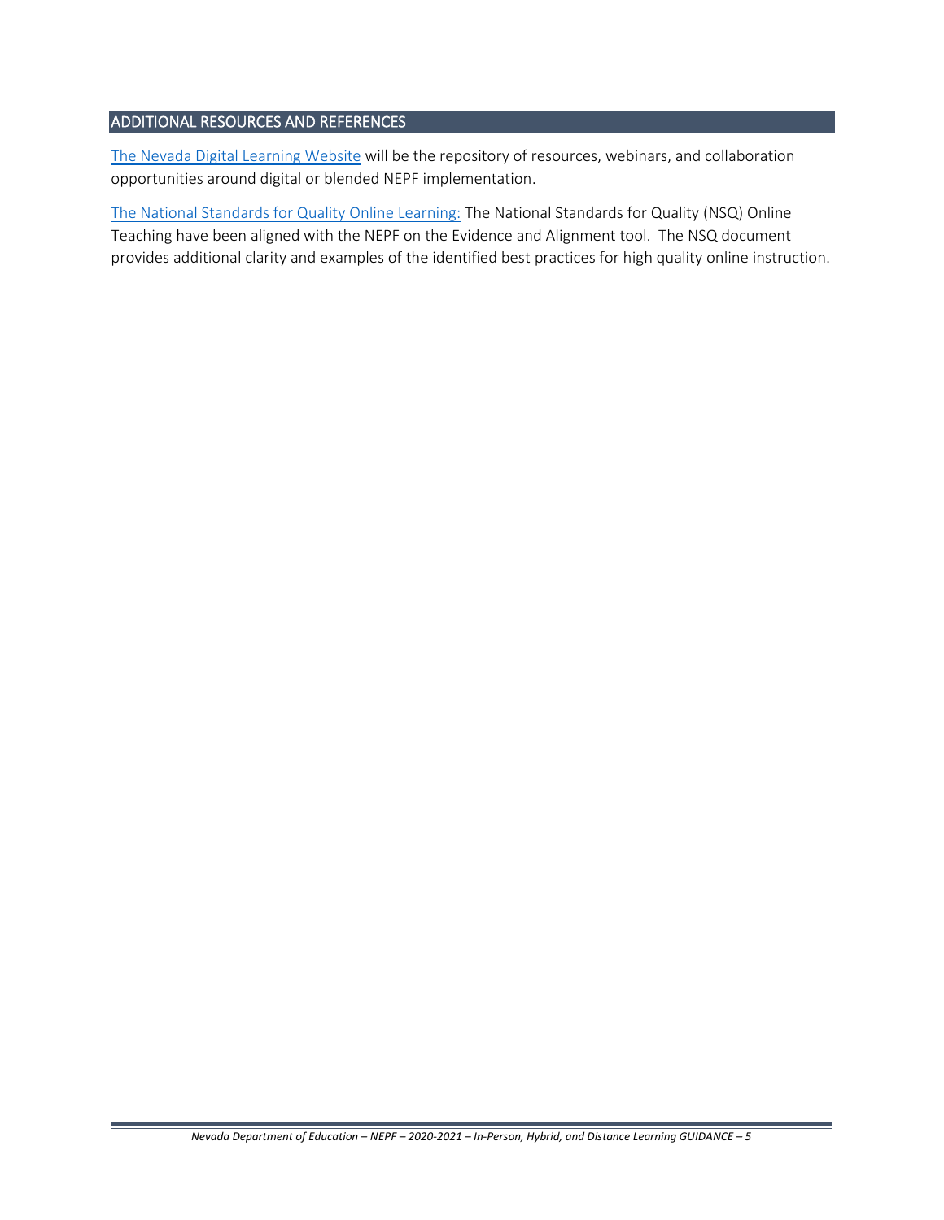## ADDITIONAL RESOURCES AND REFERENCES

The Nevada Digital Learning Website will be the repository of resources, webinars, and collaboration opportunities around digital or blended NEPF implementation.

The National Standards for Quality Online Learning: The National Standards for Quality (NSQ) Online Teaching have been aligned with the NEPF on the Evidence and Alignment tool. The NSQ document provides additional clarity and examples of the identified best practices for high quality online instruction.